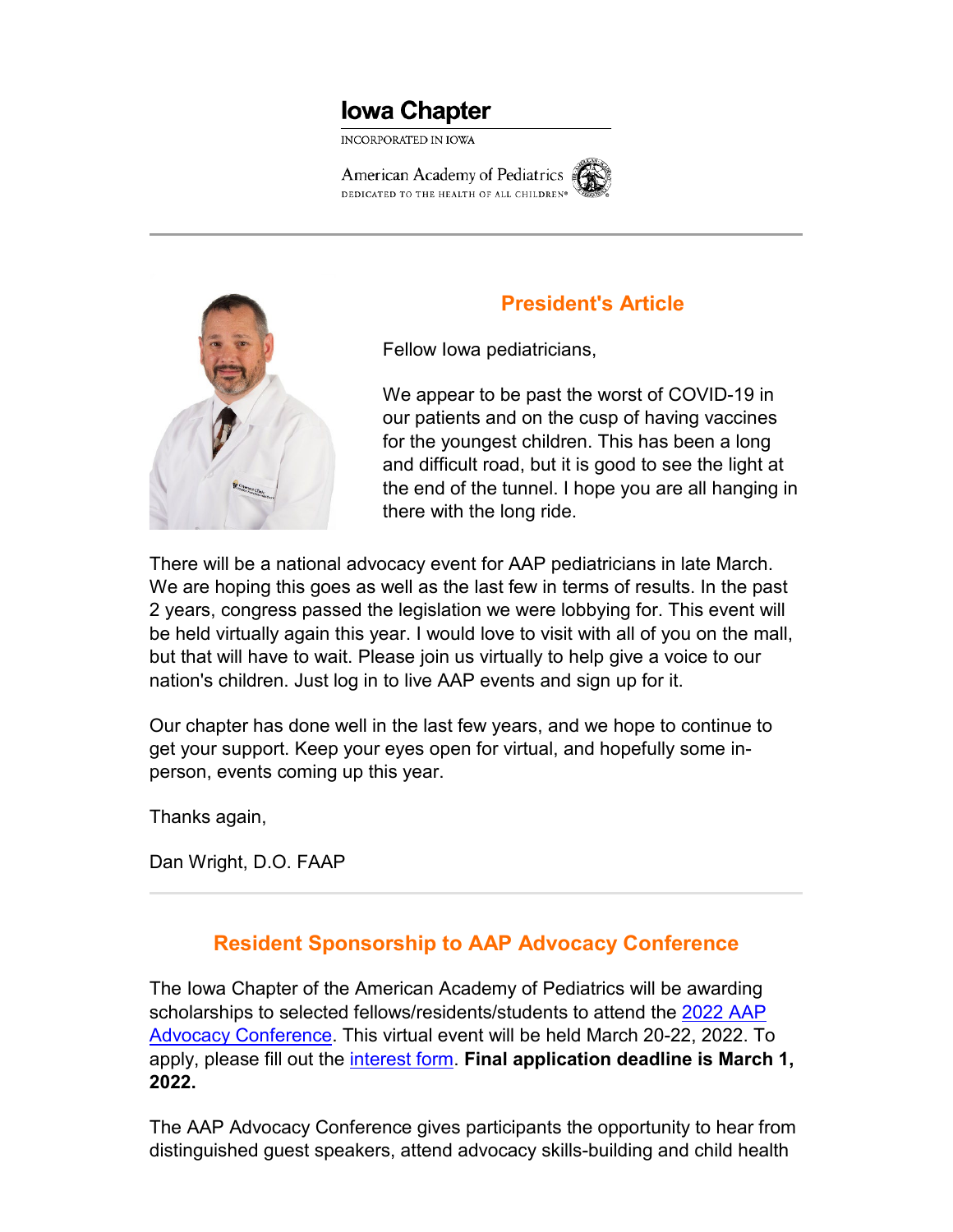Iowa Chapter

INCORPORATED IN IOWA

American Academy of Pediatrics

DEDICATED TO THE HEALTH OF ALL CHILDREN®

## President's Article

Fellow Iowa pediatricians,

We appear to be past the worst of COVID-19 in our patients and on the cusp of having vaccines for the youngest children. This has been a long and difficult road, but it is good to see the light at the end of the tunnel. I hope you are all hanging in there with the long ride.

There will be a national advocacy event for AAP pediatricians in late March. We are hoping this goes as well as the last few in terms of results. In the past 2 years, congress passed the legislation we were lobbying for. This event will be held virtually again this year. I would love to visit with all of you on the mall, but that will have to wait. Please join us virtually to help give a voice to our nation's children. Just log in to live AAP events and sign up for it.

Our chapter has done well in the last few years, and we hope to continue to get your support. Keep your eyes open for virtual, and hopefully some in-person, events coming up this year.

Thanks again,

Dan Wright, D.O. FAAP

## Resident Sponsorship to AAP Advocacy Conference

The Iowa Chapter of the American Academy of Pediatrics will be awarding scholarships to selected fellows/residents/students to attend the 2022 AAP Advocacy Conference. This virtual event will be held March 20-22, 2022. To apply, please fill out the interest form. **Final application deadline is March 1, 2022.**

The AAP Advocacy Conference gives participants the opportunity to hear from distinguished guest speakers, attend advocacy skills-building and child health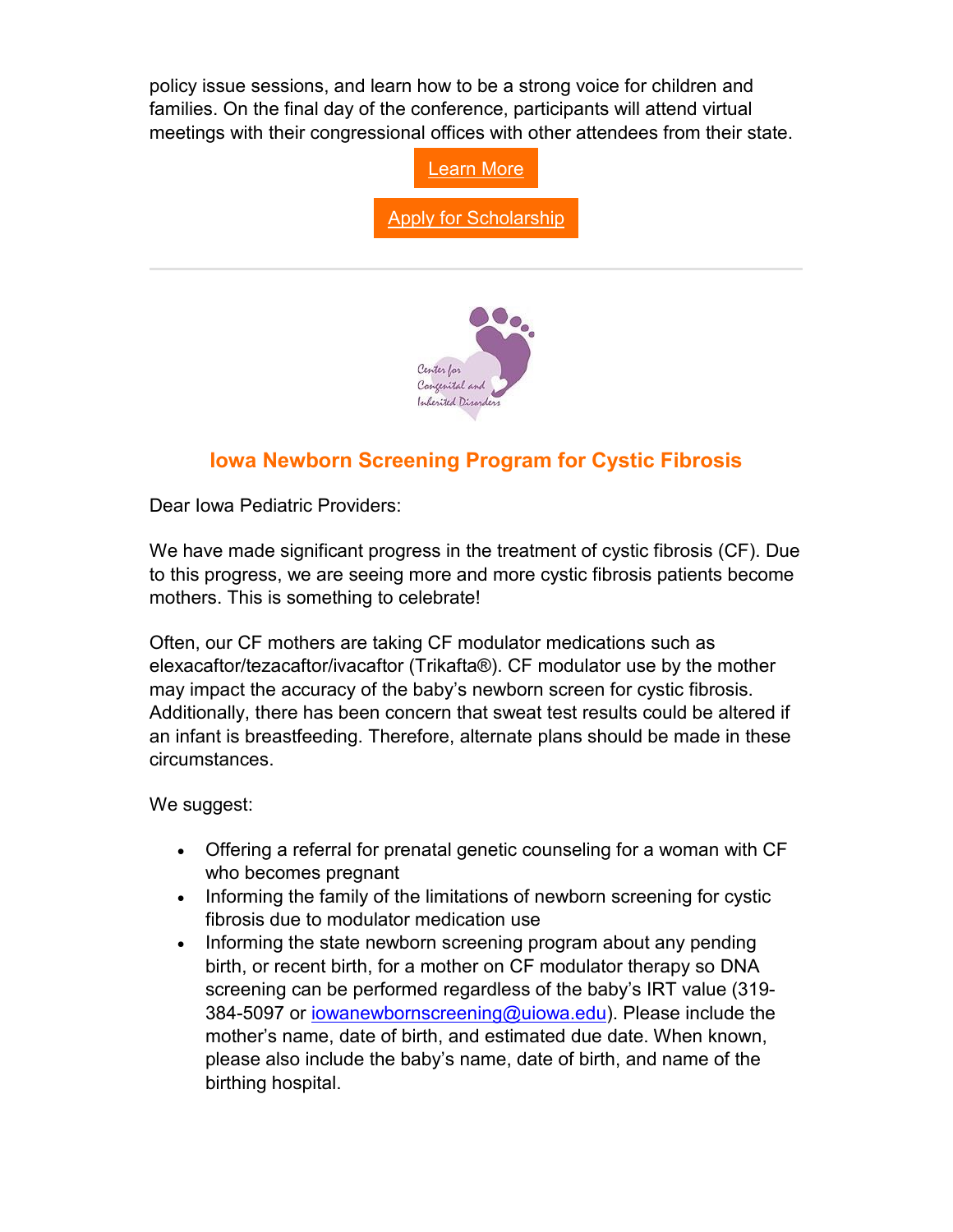policy issue sessions, and learn how to be a strong voice for children and families. On the final day of the conference, participants will attend virtual meetings with their congressional offices with other attendees from their state.

[Learn More]

[Apply for Scholarship]

---

## Iowa Newborn Screening Program for Cystic Fibrosis

Dear Iowa Pediatric Providers:

We have made significant progress in the treatment of cystic fibrosis (CF). Due to this progress, we are seeing more and more cystic fibrosis patients become mothers. This is something to celebrate!

Often, our CF mothers are taking CF modulator medications such as elexacaftor/tezacaftor/ivacaftor (Trikafta®). CF modulator use by the mother may impact the accuracy of the baby's newborn screen for cystic fibrosis. Additionally, there has been concern that sweat test results could be altered if an infant is breastfeeding. Therefore, alternate plans should be made in these circumstances.

We suggest:

- Offering a referral for prenatal genetic counseling for a woman with CF who becomes pregnant
- Informing the family of the limitations of newborn screening for cystic fibrosis due to modulator medication use
- Informing the state newborn screening program about any pending birth, or recent birth, for a mother on CF modulator therapy so DNA screening can be performed regardless of the baby's IRT value (319-384-5097 or iowanewbornscreening@uiowa.edu). Please include the mother's name, date of birth, and estimated due date. When known, please also include the baby's name, date of birth, and name of the birthing hospital.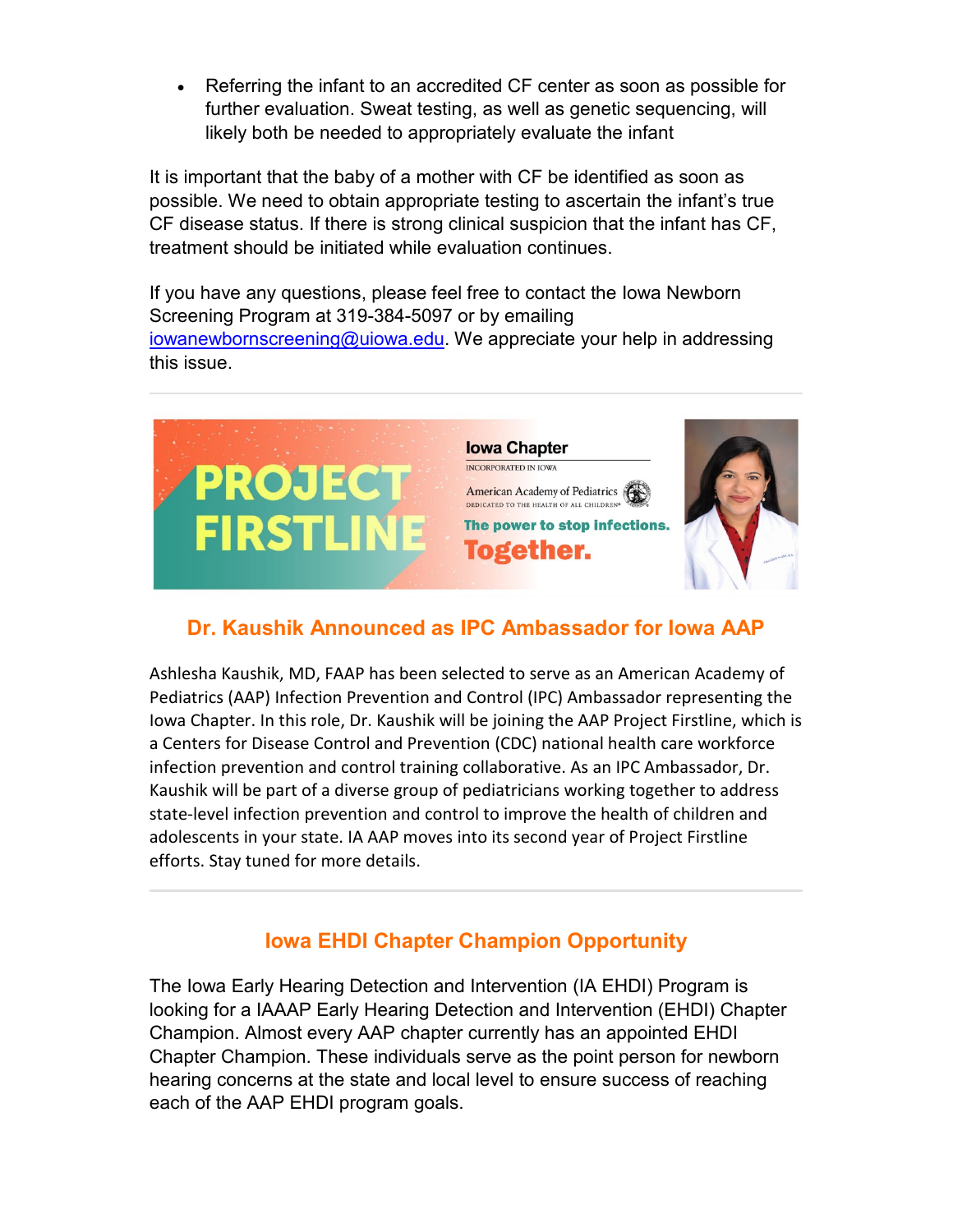- Referring the infant to an accredited CF center as soon as possible for further evaluation. Sweat testing, as well as genetic sequencing, will likely both be needed to appropriately evaluate the infant

It is important that the baby of a mother with CF be identified as soon as possible. We need to obtain appropriate testing to ascertain the infant's true CF disease status. If there is strong clinical suspicion that the infant has CF, treatment should be initiated while evaluation continues.

If you have any questions, please feel free to contact the Iowa Newborn Screening Program at 319-384-5097 or by emailing iowanewbornscreening@uiowa.edu. We appreciate your help in addressing this issue.

---

## Dr. Kaushik Announced as IPC Ambassador for Iowa AAP

Ashlesha Kaushik, MD, FAAP has been selected to serve as an American Academy of Pediatrics (AAP) Infection Prevention and Control (IPC) Ambassador representing the Iowa Chapter. In this role, Dr. Kaushik will be joining the AAP Project Firstline, which is a Centers for Disease Control and Prevention (CDC) national health care workforce infection prevention and control training collaborative. As an IPC Ambassador, Dr. Kaushik will be part of a diverse group of pediatricians working together to address state-level infection prevention and control to improve the health of children and adolescents in your state. IA AAP moves into its second year of Project Firstline efforts. Stay tuned for more details.

---

## Iowa EHDI Chapter Champion Opportunity

The Iowa Early Hearing Detection and Intervention (IA EHDI) Program is looking for a IAAAP Early Hearing Detection and Intervention (EHDI) Chapter Champion. Almost every AAP chapter currently has an appointed EHDI Chapter Champion. These individuals serve as the point person for newborn hearing concerns at the state and local level to ensure success of reaching each of the AAP EHDI program goals.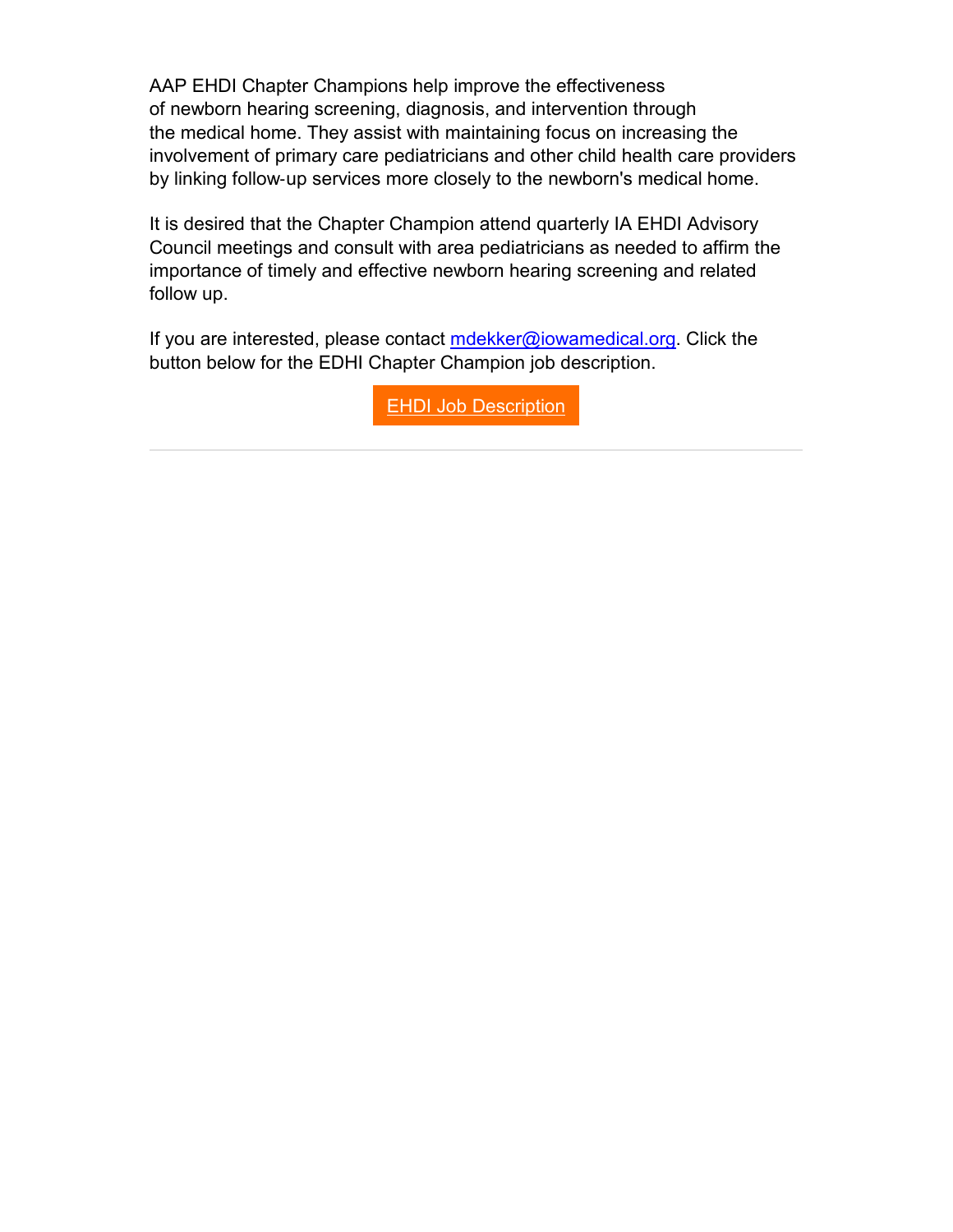AAP EHDI Chapter Champions help improve the effectiveness of newborn hearing screening, diagnosis, and intervention through the medical home. They assist with maintaining focus on increasing the involvement of primary care pediatricians and other child health care providers by linking follow-up services more closely to the newborn's medical home.

It is desired that the Chapter Champion attend quarterly IA EHDI Advisory Council meetings and consult with area pediatricians as needed to affirm the importance of timely and effective newborn hearing screening and related follow up.

If you are interested, please contact mdekker@iowamedical.org. Click the button below for the EDHI Chapter Champion job description.

EHDI Job Description

---